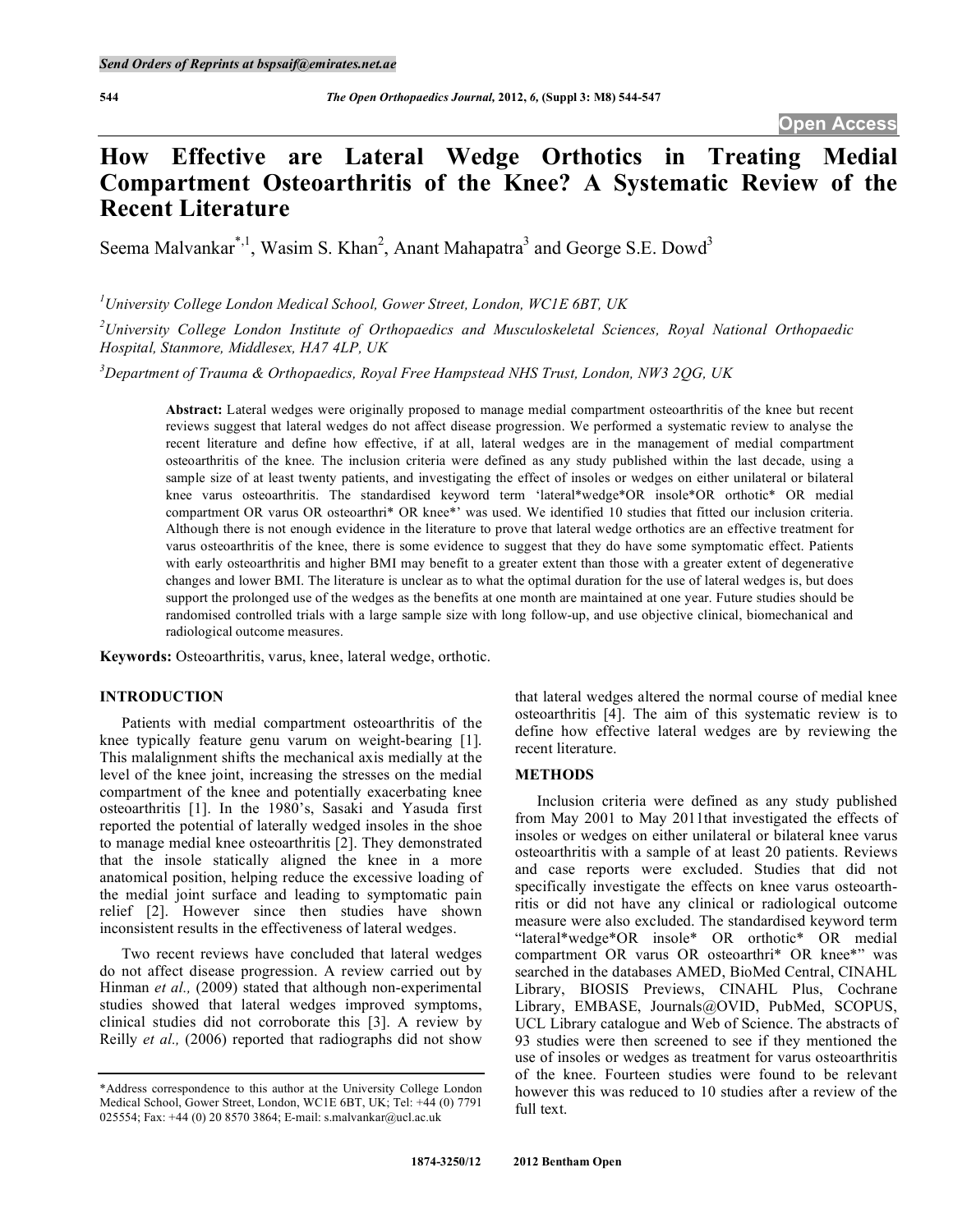Send Orders of Reprints at bspsaif@emirates.net.ae

Open Access

# How Effective are Lateral Wedge Orthotics in Treating Medial Compartment Osteoarthritis of the Knee? A Systematic Review of the Recent Literature

Seema Malvankar[*,1], Wasim S. Khan[2], Anant Mahapatra[3] and George S.E. Dowd[3]

[1]*University College London Medical School, Gower Street, London, WC1E 6BT, UK*

[2]*University College London Institute of Orthopaedics and Musculoskeletal Sciences, Royal National Orthopaedic Hospital, Stanmore, Middlesex, HA7 4LP, UK*

[3]*Department of Trauma & Orthopaedics, Royal Free Hampstead NHS Trust, London, NW3 2QG, UK*

**Abstract:** Lateral wedges were originally proposed to manage medial compartment osteoarthritis of the knee but recent reviews suggest that lateral wedges do not affect disease progression. We performed a systematic review to analyse the recent literature and define how effective, if at all, lateral wedges are in the management of medial compartment osteoarthritis of the knee. The inclusion criteria were defined as any study published within the last decade, using a sample size of at least twenty patients, and investigating the effect of insoles or wedges on either unilateral or bilateral knee varus osteoarthritis. The standardised keyword term 'lateral*wedge*OR insole*OR orthotic* OR medial compartment OR varus OR osteoarthri* OR knee*' was used. We identified 10 studies that fitted our inclusion criteria. Although there is not enough evidence in the literature to prove that lateral wedge orthotics are an effective treatment for varus osteoarthritis of the knee, there is some evidence to suggest that they do have some symptomatic effect. Patients with early osteoarthritis and higher BMI may benefit to a greater extent than those with a greater extent of degenerative changes and lower BMI. The literature is unclear as to what the optimal duration for the use of lateral wedges is, but does support the prolonged use of the wedges as the benefits at one month are maintained at one year. Future studies should be randomised controlled trials with a large sample size with long follow-up, and use objective clinical, biomechanical and radiological outcome measures.

**Keywords:** Osteoarthritis, varus, knee, lateral wedge, orthotic.

## INTRODUCTION

Patients with medial compartment osteoarthritis of the knee typically feature genu varum on weight-bearing [1]. This malalignment shifts the mechanical axis medially at the level of the knee joint, increasing the stresses on the medial compartment of the knee and potentially exacerbating knee osteoarthritis [1]. In the 1980's, Sasaki and Yasuda first reported the potential of laterally wedged insoles in the shoe to manage medial knee osteoarthritis [2]. They demonstrated that the insole statically aligned the knee in a more anatomical position, helping reduce the excessive loading of the medial joint surface and leading to symptomatic pain relief [2]. However since then studies have shown inconsistent results in the effectiveness of lateral wedges.

Two recent reviews have concluded that lateral wedges do not affect disease progression. A review carried out by Hinman *et al.,* (2009) stated that although non-experimental studies showed that lateral wedges improved symptoms, clinical studies did not corroborate this [3]. A review by Reilly *et al.,* (2006) reported that radiographs did not show that lateral wedges altered the normal course of medial knee osteoarthritis [4]. The aim of this systematic review is to define how effective lateral wedges are by reviewing the recent literature.

## METHODS

Inclusion criteria were defined as any study published from May 2001 to May 2011that investigated the effects of insoles or wedges on either unilateral or bilateral knee varus osteoarthritis with a sample of at least 20 patients. Reviews and case reports were excluded. Studies that did not specifically investigate the effects on knee varus osteoarthritis or did not have any clinical or radiological outcome measure were also excluded. The standardised keyword term "lateral*wedge*OR insole* OR orthotic* OR medial compartment OR varus OR osteoarthri* OR knee*" was searched in the databases AMED, BioMed Central, CINAHL Library, BIOSIS Previews, CINAHL Plus, Cochrane Library, EMBASE, Journals@OVID, PubMed, SCOPUS, UCL Library catalogue and Web of Science. The abstracts of 93 studies were then screened to see if they mentioned the use of insoles or wedges as treatment for varus osteoarthritis of the knee. Fourteen studies were found to be relevant however this was reduced to 10 studies after a review of the full text.

*Address correspondence to this author at the University College London Medical School, Gower Street, London, WC1E 6BT, UK; Tel: +44 (0) 7791 025554; Fax: +44 (0) 20 8570 3864; E-mail: s.malvankar@ucl.ac.uk

1874-3250/12 2012 Bentham Open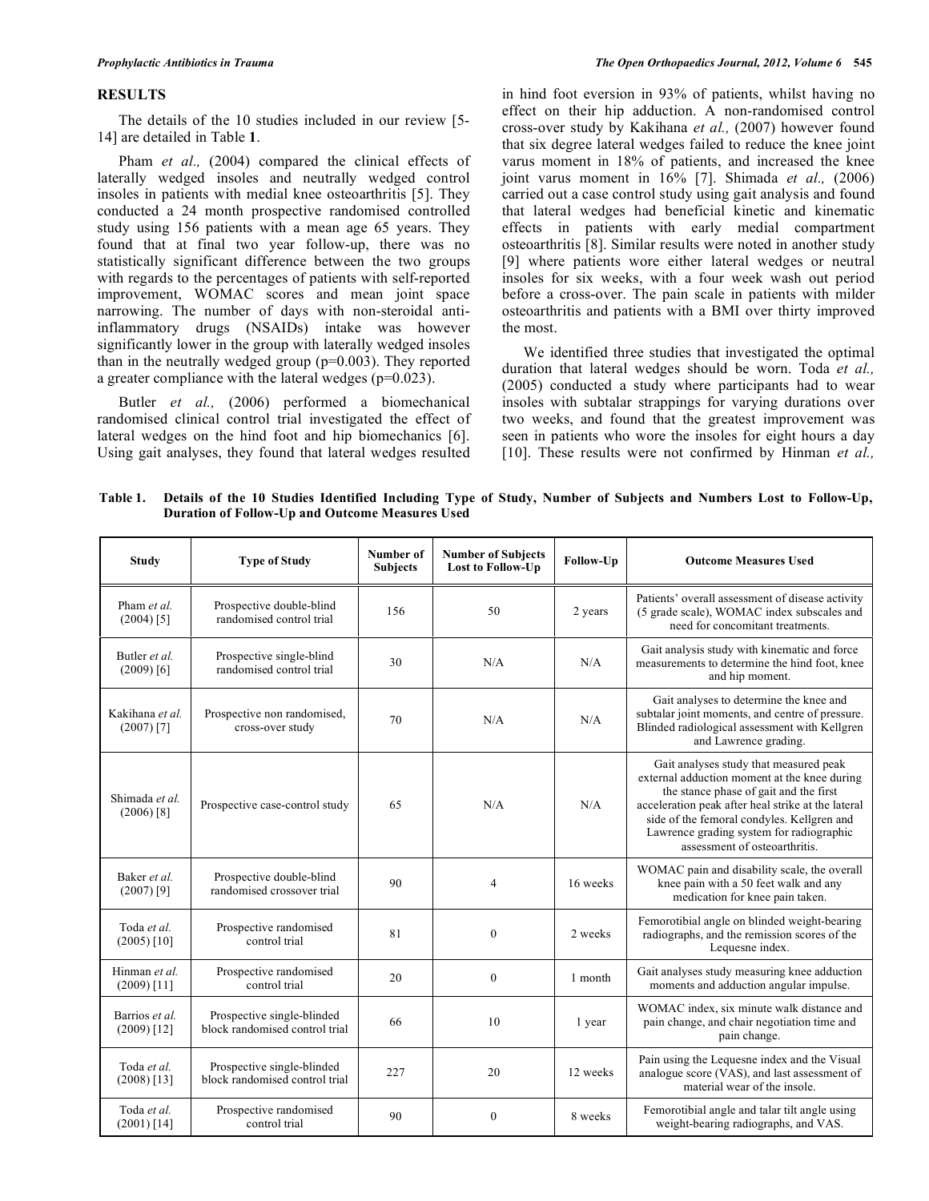## RESULTS

The details of the 10 studies included in our review [5-14] are detailed in Table **1**.

Pham *et al.,* (2004) compared the clinical effects of laterally wedged insoles and neutrally wedged control insoles in patients with medial knee osteoarthritis [5]. They conducted a 24 month prospective randomised controlled study using 156 patients with a mean age 65 years. They found that at final two year follow-up, there was no statistically significant difference between the two groups with regards to the percentages of patients with self-reported improvement, WOMAC scores and mean joint space narrowing. The number of days with non-steroidal anti-inflammatory drugs (NSAIDs) intake was however significantly lower in the group with laterally wedged insoles than in the neutrally wedged group ($p=0.003$). They reported a greater compliance with the lateral wedges ($p=0.023$).

Butler *et al.,* (2006) performed a biomechanical randomised clinical control trial investigated the effect of lateral wedges on the hind foot and hip biomechanics [6]. Using gait analyses, they found that lateral wedges resulted in hind foot eversion in 93% of patients, whilst having no effect on their hip adduction. A non-randomised control cross-over study by Kakihana *et al.,* (2007) however found that six degree lateral wedges failed to reduce the knee joint varus moment in 18% of patients, and increased the knee joint varus moment in 16% [7]. Shimada *et al.,* (2006) carried out a case control study using gait analysis and found that lateral wedges had beneficial kinetic and kinematic effects in patients with early medial compartment osteoarthritis [8]. Similar results were noted in another study [9] where patients wore either lateral wedges or neutral insoles for six weeks, with a four week wash out period before a cross-over. The pain scale in patients with milder osteoarthritis and patients with a BMI over thirty improved the most.

We identified three studies that investigated the optimal duration that lateral wedges should be worn. Toda *et al.,* (2005) conducted a study where participants had to wear insoles with subtalar strappings for varying durations over two weeks, and found that the greatest improvement was seen in patients who wore the insoles for eight hours a day [10]. These results were not confirmed by Hinman *et al.,*

**Table 1. Details of the 10 Studies Identified Including Type of Study, Number of Subjects and Numbers Lost to Follow-Up, Duration of Follow-Up and Outcome Measures Used**

| Study | Type of Study | Number of Subjects | Number of Subjects Lost to Follow-Up | Follow-Up | Outcome Measures Used |
|---|---|---|---|---|---|
| Pham *et al.* (2004) [5] | Prospective double-blind randomised control trial | 156 | 50 | 2 years | Patients' overall assessment of disease activity (5 grade scale), WOMAC index subscales and need for concomitant treatments. |
| Butler *et al.* (2009) [6] | Prospective single-blind randomised control trial | 30 | N/A | N/A | Gait analysis study with kinematic and force measurements to determine the hind foot, knee and hip moment. |
| Kakihana *et al.* (2007) [7] | Prospective non randomised, cross-over study | 70 | N/A | N/A | Gait analyses to determine the knee and subtalar joint moments, and centre of pressure. Blinded radiological assessment with Kellgren and Lawrence grading. |
| Shimada *et al.* (2006) [8] | Prospective case-control study | 65 | N/A | N/A | Gait analyses study that measured peak external adduction moment at the knee during the stance phase of gait and the first acceleration peak after heal strike at the lateral side of the femoral condyles. Kellgren and Lawrence grading system for radiographic assessment of osteoarthritis. |
| Baker *et al.* (2007) [9] | Prospective double-blind randomised crossover trial | 90 | 4 | 16 weeks | WOMAC pain and disability scale, the overall knee pain with a 50 feet walk and any medication for knee pain taken. |
| Toda *et al.* (2005) [10] | Prospective randomised control trial | 81 | 0 | 2 weeks | Femorotibial angle on blinded weight-bearing radiographs, and the remission scores of the Lequesne index. |
| Hinman *et al.* (2009) [11] | Prospective randomised control trial | 20 | 0 | 1 month | Gait analyses study measuring knee adduction moments and adduction angular impulse. |
| Barrios *et al.* (2009) [12] | Prospective single-blinded block randomised control trial | 66 | 10 | 1 year | WOMAC index, six minute walk distance and pain change, and chair negotiation time and pain change. |
| Toda *et al.* (2008) [13] | Prospective single-blinded block randomised control trial | 227 | 20 | 12 weeks | Pain using the Lequesne index and the Visual analogue score (VAS), and last assessment of material wear of the insole. |
| Toda *et al.* (2001) [14] | Prospective randomised control trial | 90 | 0 | 8 weeks | Femorotibial angle and talar tilt angle using weight-bearing radiographs, and VAS. |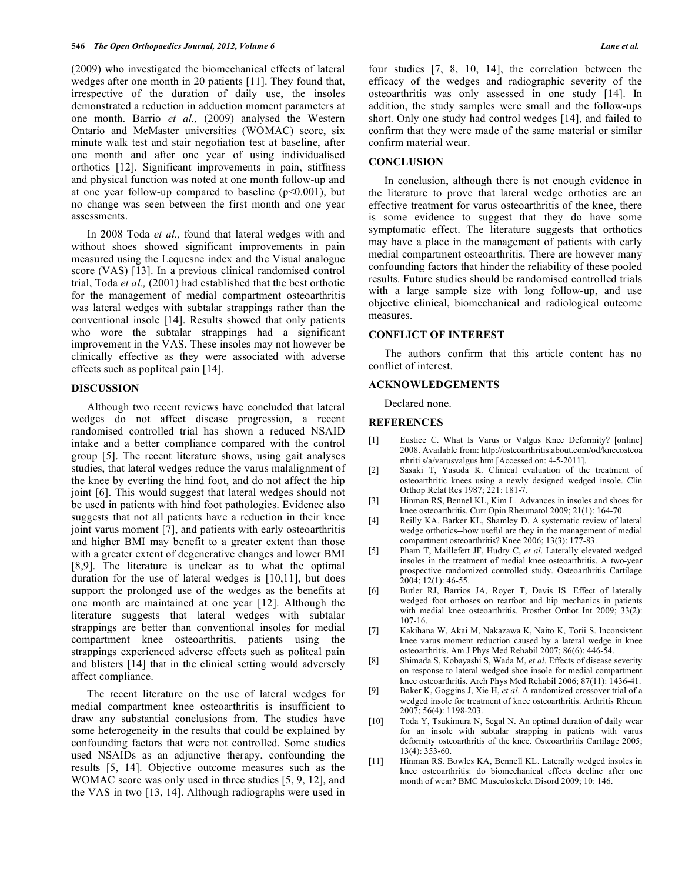(2009) who investigated the biomechanical effects of lateral wedges after one month in 20 patients [11]. They found that, irrespective of the duration of daily use, the insoles demonstrated a reduction in adduction moment parameters at one month. Barrio *et al.,* (2009) analysed the Western Ontario and McMaster universities (WOMAC) score, six minute walk test and stair negotiation test at baseline, after one month and after one year of using individualised orthotics [12]. Significant improvements in pain, stiffness and physical function was noted at one month follow-up and at one year follow-up compared to baseline ($p<0.001$), but no change was seen between the first month and one year assessments.

In 2008 Toda *et al.,* found that lateral wedges with and without shoes showed significant improvements in pain measured using the Lequesne index and the Visual analogue score (VAS) [13]. In a previous clinical randomised control trial, Toda *et al.,* (2001) had established that the best orthotic for the management of medial compartment osteoarthritis was lateral wedges with subtalar strappings rather than the conventional insole [14]. Results showed that only patients who wore the subtalar strappings had a significant improvement in the VAS. These insoles may not however be clinically effective as they were associated with adverse effects such as popliteal pain [14].

## DISCUSSION

Although two recent reviews have concluded that lateral wedges do not affect disease progression, a recent randomised controlled trial has shown a reduced NSAID intake and a better compliance compared with the control group [5]. The recent literature shows, using gait analyses studies, that lateral wedges reduce the varus malalignment of the knee by everting the hind foot, and do not affect the hip joint [6]. This would suggest that lateral wedges should not be used in patients with hind foot pathologies. Evidence also suggests that not all patients have a reduction in their knee joint varus moment [7], and patients with early osteoarthritis and higher BMI may benefit to a greater extent than those with a greater extent of degenerative changes and lower BMI [8,9]. The literature is unclear as to what the optimal duration for the use of lateral wedges is [10,11], but does support the prolonged use of the wedges as the benefits at one month are maintained at one year [12]. Although the literature suggests that lateral wedges with subtalar strappings are better than conventional insoles for medial compartment knee osteoarthritis, patients using the strappings experienced adverse effects such as politeal pain and blisters [14] that in the clinical setting would adversely affect compliance.

The recent literature on the use of lateral wedges for medial compartment knee osteoarthritis is insufficient to draw any substantial conclusions from. The studies have some heterogeneity in the results that could be explained by confounding factors that were not controlled. Some studies used NSAIDs as an adjunctive therapy, confounding the results [5, 14]. Objective outcome measures such as the WOMAC score was only used in three studies [5, 9, 12], and the VAS in two [13, 14]. Although radiographs were used in four studies [7, 8, 10, 14], the correlation between the efficacy of the wedges and radiographic severity of the osteoarthritis was only assessed in one study [14]. In addition, the study samples were small and the follow-ups short. Only one study had control wedges [14], and failed to confirm that they were made of the same material or similar confirm material wear.

## CONCLUSION

In conclusion, although there is not enough evidence in the literature to prove that lateral wedge orthotics are an effective treatment for varus osteoarthritis of the knee, there is some evidence to suggest that they do have some symptomatic effect. The literature suggests that orthotics may have a place in the management of patients with early medial compartment osteoarthritis. There are however many confounding factors that hinder the reliability of these pooled results. Future studies should be randomised controlled trials with a large sample size with long follow-up, and use objective clinical, biomechanical and radiological outcome measures.

## CONFLICT OF INTEREST

The authors confirm that this article content has no conflict of interest.

## ACKNOWLEDGEMENTS

Declared none.

## REFERENCES

[1] Eustice C. What Is Varus or Valgus Knee Deformity? [online] 2008. Available from: http://osteoarthritis.about.com/od/kneeosteoa rthriti s/a/varusvalgus.htm [Accessed on: 4-5-2011].

[2] Sasaki T, Yasuda K. Clinical evaluation of the treatment of osteoarthritic knees using a newly designed wedged insole. Clin Orthop Relat Res 1987; 221: 181-7.

[3] Hinman RS, Bennel KL, Kim L. Advances in insoles and shoes for knee osteoarthritis. Curr Opin Rheumatol 2009; 21(1): 164-70.

[4] Reilly KA. Barker KL, Shamley D. A systematic review of lateral wedge orthotics--how useful are they in the management of medial compartment osteoarthritis? Knee 2006; 13(3): 177-83.

[5] Pham T, Maillefert JF, Hudry C, *et al*. Laterally elevated wedged insoles in the treatment of medial knee osteoarthritis. A two-year prospective randomized controlled study. Osteoarthritis Cartilage 2004; 12(1): 46-55.

[6] Butler RJ, Barrios JA, Royer T, Davis IS. Effect of laterally wedged foot orthoses on rearfoot and hip mechanics in patients with medial knee osteoarthritis. Prosthet Orthot Int 2009; 33(2): 107-16.

[7] Kakihana W, Akai M, Nakazawa K, Naito K, Torii S. Inconsistent knee varus moment reduction caused by a lateral wedge in knee osteoarthritis. Am J Phys Med Rehabil 2007; 86(6): 446-54.

[8] Shimada S, Kobayashi S, Wada M, *et al*. Effects of disease severity on response to lateral wedged shoe insole for medial compartment knee osteoarthritis. Arch Phys Med Rehabil 2006; 87(11): 1436-41.

[9] Baker K, Goggins J, Xie H, *et al*. A randomized crossover trial of a wedged insole for treatment of knee osteoarthritis. Arthritis Rheum 2007; 56(4): 1198-203.

[10] Toda Y, Tsukimura N, Segal N. An optimal duration of daily wear for an insole with subtalar strapping in patients with varus deformity osteoarthritis of the knee. Osteoarthritis Cartilage 2005; 13(4): 353-60.

[11] Hinman RS. Bowles KA, Bennell KL. Laterally wedged insoles in knee osteoarthritis: do biomechanical effects decline after one month of wear? BMC Musculoskelet Disord 2009; 10: 146.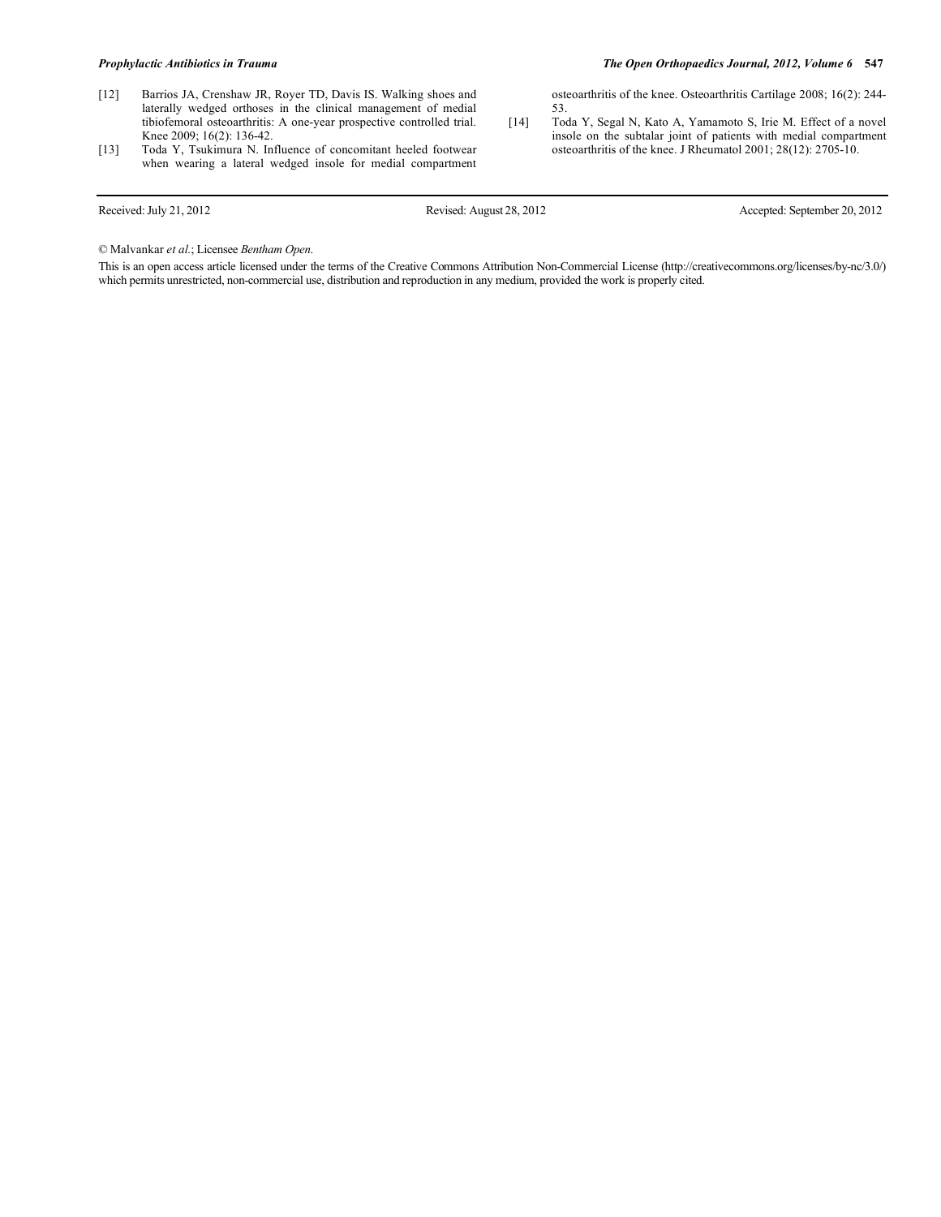[12] Barrios JA, Crenshaw JR, Royer TD, Davis IS. Walking shoes and laterally wedged orthoses in the clinical management of medial tibiofemoral osteoarthritis: A one-year prospective controlled trial. Knee 2009; 16(2): 136-42.

[13] Toda Y, Tsukimura N. Influence of concomitant heeled footwear when wearing a lateral wedged insole for medial compartment osteoarthritis of the knee. Osteoarthritis Cartilage 2008; 16(2): 244-53.

[14] Toda Y, Segal N, Kato A, Yamamoto S, Irie M. Effect of a novel insole on the subtalar joint of patients with medial compartment osteoarthritis of the knee. J Rheumatol 2001; 28(12): 2705-10.

---

Received: July 21, 2012 Revised: August 28, 2012 Accepted: September 20, 2012

© Malvankar *et al.*; Licensee *Bentham Open*.

This is an open access article licensed under the terms of the Creative Commons Attribution Non-Commercial License (http://creativecommons.org/licenses/by-nc/3.0/) which permits unrestricted, non-commercial use, distribution and reproduction in any medium, provided the work is properly cited.